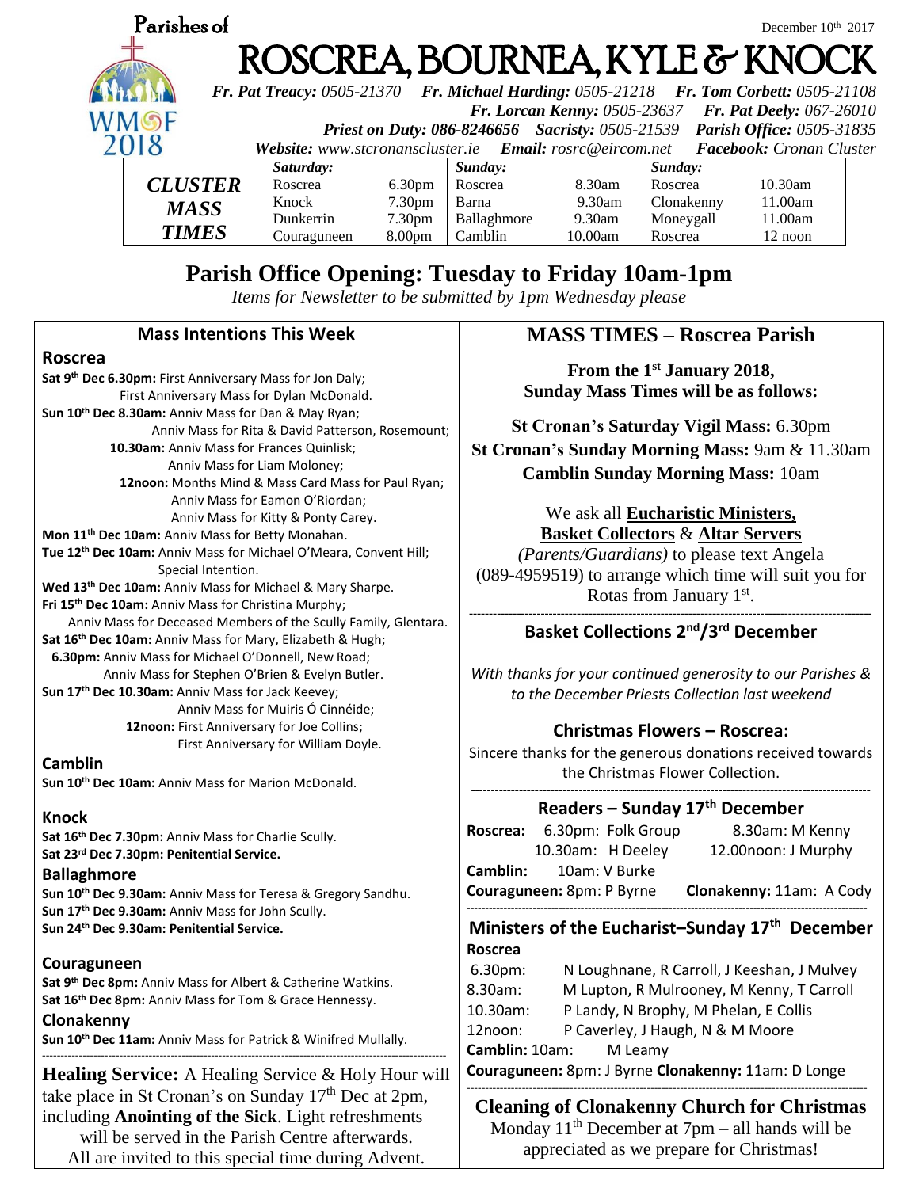Parishes of

December 10th 2017

# ROSCREA, BOURNEA, KYLE & KNOCK

***Fr. Pat Treacy:*** *0505-21370* ***Fr. Michael Harding:*** *0505-21218* ***Fr. Tom Corbett:*** *0505-21108*
***Fr. Lorcan Kenny:*** *0505-23637* ***Fr. Pat Deely:*** *067-26010*
***Priest on Duty: 086-8246656*** ***Sacristy:*** *0505-21539* ***Parish Office:*** *0505-31835*
***Website:*** *www.stcronanscluster.ie* ***Email:*** *rosrc@eircom.net* ***Facebook:*** *Cronan Cluster*

| ***CLUSTER MASS TIMES*** | *Saturday:* | | *Sunday:* | | *Sunday:* | |
|---|---|---|---|---|---|---|
| | Roscrea | 6.30pm | Roscrea | 8.30am | Roscrea | 10.30am |
| | Knock | 7.30pm | Barna | 9.30am | Clonakenny | 11.00am |
| | Dunkerrin | 7.30pm | Ballaghmore | 9.30am | Moneygall | 11.00am |
| | Couraguneen | 8.00pm | Camblin | 10.00am | Roscrea | 12 noon |

## Parish Office Opening: Tuesday to Friday 10am-1pm

*Items for Newsletter to be submitted by 1pm Wednesday please*

### Mass Intentions This Week

**Roscrea**

**Sat 9th Dec 6.30pm:** First Anniversary Mass for Jon Daly;
First Anniversary Mass for Dylan McDonald.
**Sun 10th Dec 8.30am:** Anniv Mass for Dan & May Ryan;
Anniv Mass for Rita & David Patterson, Rosemount;
**10.30am:** Anniv Mass for Frances Quinlisk;
Anniv Mass for Liam Moloney;
**12noon:** Months Mind & Mass Card Mass for Paul Ryan;
Anniv Mass for Eamon O'Riordan;
Anniv Mass for Kitty & Ponty Carey.
**Mon 11th Dec 10am:** Anniv Mass for Betty Monahan.
**Tue 12th Dec 10am:** Anniv Mass for Michael O'Meara, Convent Hill;
Special Intention.
**Wed 13th Dec 10am:** Anniv Mass for Michael & Mary Sharpe.
**Fri 15th Dec 10am:** Anniv Mass for Christina Murphy;
Anniv Mass for Deceased Members of the Scully Family, Glentara.
**Sat 16th Dec 10am:** Anniv Mass for Mary, Elizabeth & Hugh;
**6.30pm:** Anniv Mass for Michael O'Donnell, New Road;
Anniv Mass for Stephen O'Brien & Evelyn Butler.
**Sun 17th Dec 10.30am:** Anniv Mass for Jack Keevey;
Anniv Mass for Muiris Ó Cinnéide;
**12noon:** First Anniversary for Joe Collins;
First Anniversary for William Doyle.

**Camblin**

**Sun 10th Dec 10am:** Anniv Mass for Marion McDonald.

**Knock**

**Sat 16th Dec 7.30pm:** Anniv Mass for Charlie Scully.
**Sat 23rd Dec 7.30pm: Penitential Service.**

**Ballaghmore**

**Sun 10th Dec 9.30am:** Anniv Mass for Teresa & Gregory Sandhu.
**Sun 17th Dec 9.30am:** Anniv Mass for John Scully.
**Sun 24th Dec 9.30am: Penitential Service.**

**Couraguneen**

**Sat 9th Dec 8pm:** Anniv Mass for Albert & Catherine Watkins.
**Sat 16th Dec 8pm:** Anniv Mass for Tom & Grace Hennessy.

**Clonakenny**

**Sun 10th Dec 11am:** Anniv Mass for Patrick & Winifred Mullally.

**Healing Service:** A Healing Service & Holy Hour will take place in St Cronan's on Sunday 17th Dec at 2pm, including **Anointing of the Sick**. Light refreshments will be served in the Parish Centre afterwards. All are invited to this special time during Advent.

### MASS TIMES – Roscrea Parish

**From the 1st January 2018, Sunday Mass Times will be as follows:**

**St Cronan's Saturday Vigil Mass:** 6.30pm
**St Cronan's Sunday Morning Mass:** 9am & 11.30am
**Camblin Sunday Morning Mass:** 10am

We ask all **Eucharistic Ministers, Basket Collectors** & **Altar Servers** *(Parents/Guardians)* to please text Angela (089-4959519) to arrange which time will suit you for Rotas from January 1st.

### Basket Collections 2nd/3rd December

*With thanks for your continued generosity to our Parishes & to the December Priests Collection last weekend*

### Christmas Flowers – Roscrea:

Sincere thanks for the generous donations received towards the Christmas Flower Collection.

### Readers – Sunday 17th December

**Roscrea:** 6.30pm: Folk Group; 8.30am: M Kenny; 10.30am: H Deeley; 12.00noon: J Murphy
**Camblin:** 10am: V Burke
**Couraguneen:** 8pm: P Byrne **Clonakenny:** 11am: A Cody

### Ministers of the Eucharist–Sunday 17th December

**Roscrea**

6.30pm: N Loughnane, R Carroll, J Keeshan, J Mulvey
8.30am: M Lupton, R Mulrooney, M Kenny, T Carroll
10.30am: P Landy, N Brophy, M Phelan, E Collis
12noon: P Caverley, J Haugh, N & M Moore
**Camblin:** 10am: M Leamy
**Couraguneen:** 8pm: J Byrne **Clonakenny:** 11am: D Longe

### Cleaning of Clonakenny Church for Christmas

Monday 11th December at 7pm – all hands will be appreciated as we prepare for Christmas!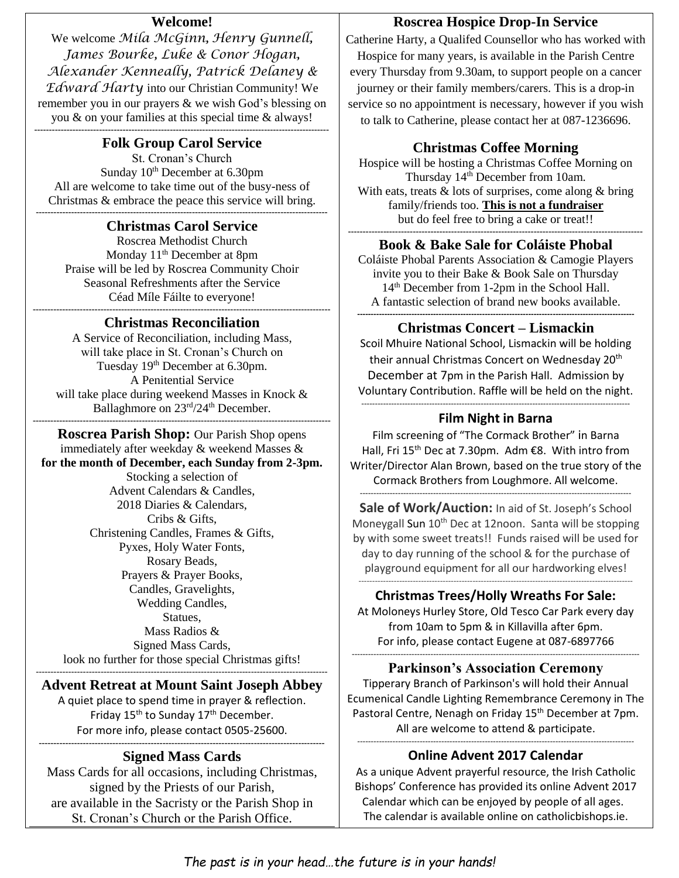## Welcome!

We welcome *Mila McGinn, Henry Gunnell, James Bourke, Luke & Conor Hogan, Alexander Kenneally, Patrick Delaney & Edward Harty* into our Christian Community! We remember you in our prayers & we wish God's blessing on you & on your families at this special time & always!

## Folk Group Carol Service

St. Cronan's Church
Sunday 10th December at 6.30pm
All are welcome to take time out of the busy-ness of Christmas & embrace the peace this service will bring.

## Christmas Carol Service

Roscrea Methodist Church
Monday 11th December at 8pm
Praise will be led by Roscrea Community Choir
Seasonal Refreshments after the Service
Céad Míle Fáilte to everyone!

## Christmas Reconciliation

A Service of Reconciliation, including Mass, will take place in St. Cronan's Church on Tuesday 19th December at 6.30pm.
A Penitential Service will take place during weekend Masses in Knock & Ballaghmore on 23rd/24th December.

**Roscrea Parish Shop:** Our Parish Shop opens immediately after weekday & weekend Masses & **for the month of December, each Sunday from 2-3pm.**
Stocking a selection of
Advent Calendars & Candles,
2018 Diaries & Calendars,
Cribs & Gifts,
Christening Candles, Frames & Gifts,
Pyxes, Holy Water Fonts,
Rosary Beads,
Prayers & Prayer Books,
Candles, Gravelights,
Wedding Candles,
Statues,
Mass Radios &
Signed Mass Cards,
look no further for those special Christmas gifts!

## Advent Retreat at Mount Saint Joseph Abbey

A quiet place to spend time in prayer & reflection.
Friday 15th to Sunday 17th December.
For more info, please contact 0505-25600.

## Signed Mass Cards

Mass Cards for all occasions, including Christmas, signed by the Priests of our Parish, are available in the Sacristy or the Parish Shop in St. Cronan's Church or the Parish Office.

## Roscrea Hospice Drop-In Service

Catherine Harty, a Qualifed Counsellor who has worked with Hospice for many years, is available in the Parish Centre every Thursday from 9.30am, to support people on a cancer journey or their family members/carers. This is a drop-in service so no appointment is necessary, however if you wish to talk to Catherine, please contact her at 087-1236696.

## Christmas Coffee Morning

Hospice will be hosting a Christmas Coffee Morning on Thursday 14th December from 10am.
With eats, treats & lots of surprises, come along & bring family/friends too. **This is not a fundraiser** but do feel free to bring a cake or treat!!

## Book & Bake Sale for Coláiste Phobal

Coláiste Phobal Parents Association & Camogie Players invite you to their Bake & Book Sale on Thursday 14th December from 1-2pm in the School Hall.
A fantastic selection of brand new books available.

## Christmas Concert – Lismackin

Scoil Mhuire National School, Lismackin will be holding their annual Christmas Concert on Wednesday 20th December at 7pm in the Parish Hall. Admission by Voluntary Contribution. Raffle will be held on the night.

## Film Night in Barna

Film screening of "The Cormack Brother" in Barna Hall, Fri 15th Dec at 7.30pm. Adm €8. With intro from Writer/Director Alan Brown, based on the true story of the Cormack Brothers from Loughmore. All welcome.

**Sale of Work/Auction:** In aid of St. Joseph's School Moneygall Sun 10th Dec at 12noon. Santa will be stopping by with some sweet treats!! Funds raised will be used for day to day running of the school & for the purchase of playground equipment for all our hardworking elves!

## Christmas Trees/Holly Wreaths For Sale:

At Moloneys Hurley Store, Old Tesco Car Park every day from 10am to 5pm & in Killavilla after 6pm.
For info, please contact Eugene at 087-6897766

## Parkinson's Association Ceremony

Tipperary Branch of Parkinson's will hold their Annual Ecumenical Candle Lighting Remembrance Ceremony in The Pastoral Centre, Nenagh on Friday 15th December at 7pm. All are welcome to attend & participate.

## Online Advent 2017 Calendar

As a unique Advent prayerful resource, the Irish Catholic Bishops' Conference has provided its online Advent 2017 Calendar which can be enjoyed by people of all ages. The calendar is available online on catholicbishops.ie.

*The past is in your head…the future is in your hands!*